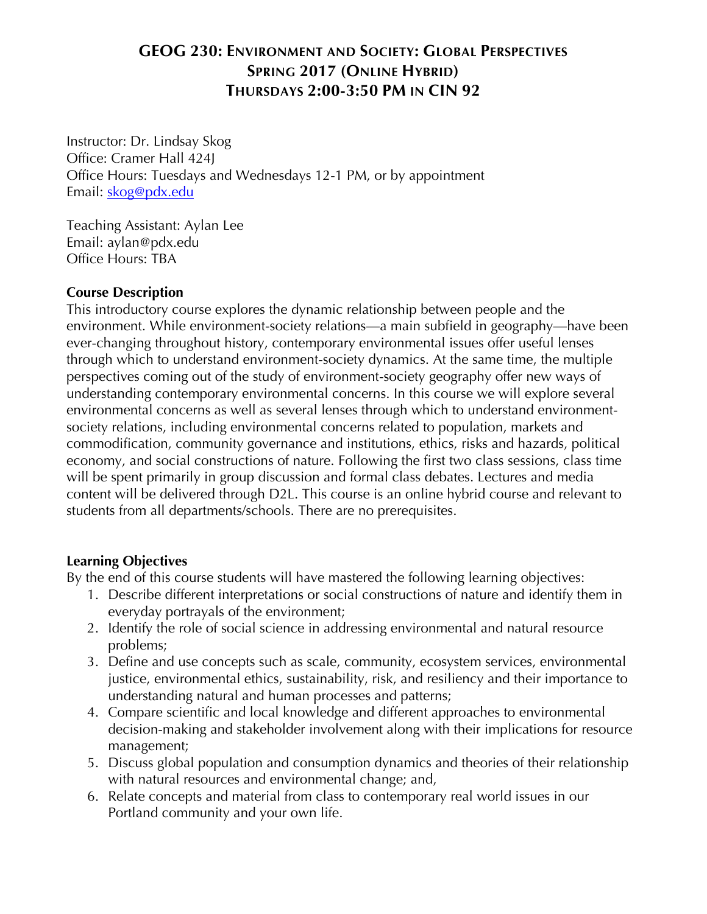# GEOG 230: Environment and Society: Global Perspectives
## Spring 2017 (Online Hybrid)
## Thursdays 2:00-3:50 PM in CIN 92

Instructor: Dr. Lindsay Skog
Office: Cramer Hall 424J
Office Hours: Tuesdays and Wednesdays 12-1 PM, or by appointment
Email: skog@pdx.edu

Teaching Assistant: Aylan Lee
Email: aylan@pdx.edu
Office Hours: TBA

**Course Description**

This introductory course explores the dynamic relationship between people and the environment. While environment-society relations—a main subfield in geography—have been ever-changing throughout history, contemporary environmental issues offer useful lenses through which to understand environment-society dynamics. At the same time, the multiple perspectives coming out of the study of environment-society geography offer new ways of understanding contemporary environmental concerns. In this course we will explore several environmental concerns as well as several lenses through which to understand environment-society relations, including environmental concerns related to population, markets and commodification, community governance and institutions, ethics, risks and hazards, political economy, and social constructions of nature. Following the first two class sessions, class time will be spent primarily in group discussion and formal class debates. Lectures and media content will be delivered through D2L. This course is an online hybrid course and relevant to students from all departments/schools. There are no prerequisites.

**Learning Objectives**

By the end of this course students will have mastered the following learning objectives:

1. Describe different interpretations or social constructions of nature and identify them in everyday portrayals of the environment;
2. Identify the role of social science in addressing environmental and natural resource problems;
3. Define and use concepts such as scale, community, ecosystem services, environmental justice, environmental ethics, sustainability, risk, and resiliency and their importance to understanding natural and human processes and patterns;
4. Compare scientific and local knowledge and different approaches to environmental decision-making and stakeholder involvement along with their implications for resource management;
5. Discuss global population and consumption dynamics and theories of their relationship with natural resources and environmental change; and,
6. Relate concepts and material from class to contemporary real world issues in our Portland community and your own life.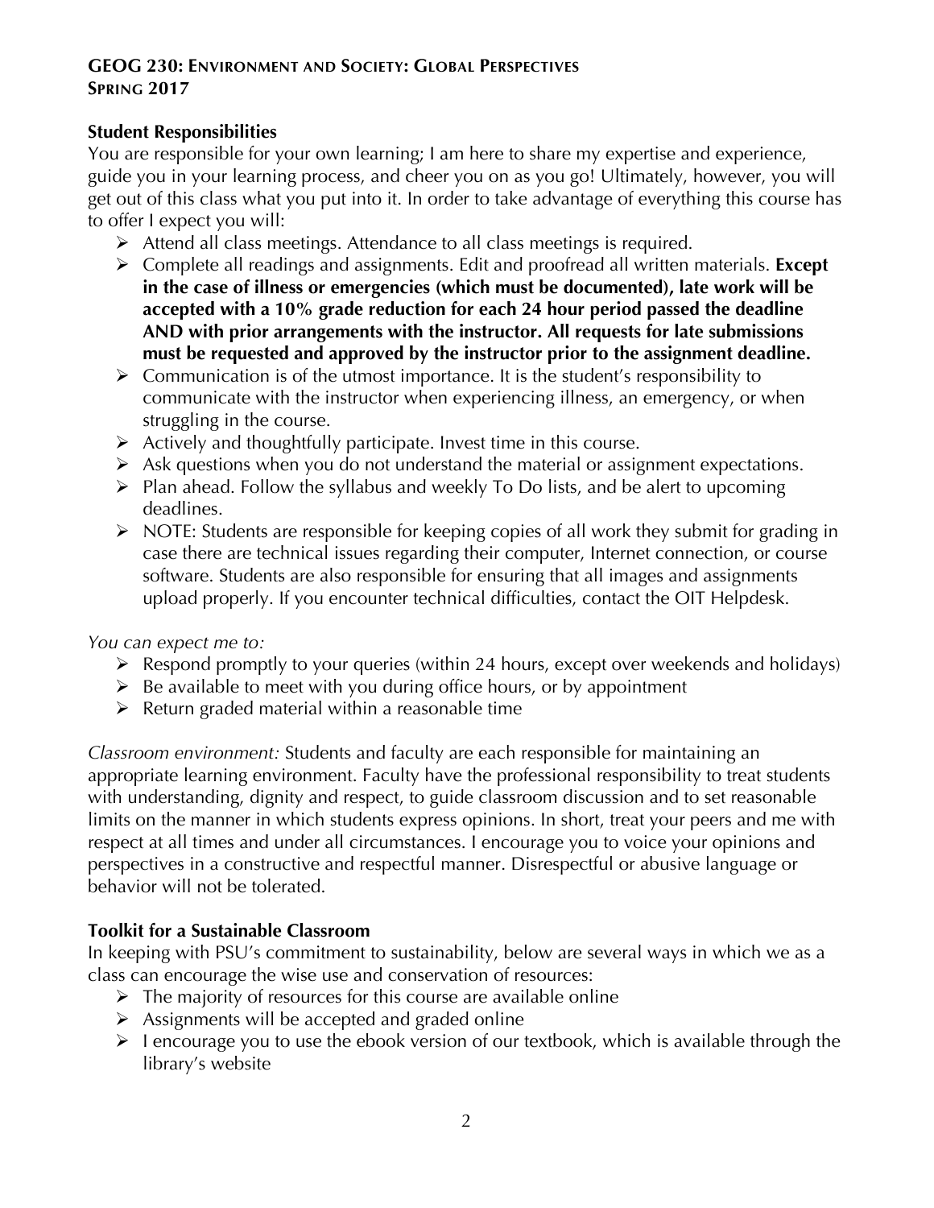**GEOG 230: Environment and Society: Global Perspectives**
**Spring 2017**

### Student Responsibilities

You are responsible for your own learning; I am here to share my expertise and experience, guide you in your learning process, and cheer you on as you go! Ultimately, however, you will get out of this class what you put into it. In order to take advantage of everything this course has to offer I expect you will:

- Attend all class meetings. Attendance to all class meetings is required.
- Complete all readings and assignments. Edit and proofread all written materials. **Except in the case of illness or emergencies (which must be documented), late work will be accepted with a 10% grade reduction for each 24 hour period passed the deadline AND with prior arrangements with the instructor. All requests for late submissions must be requested and approved by the instructor prior to the assignment deadline.**
- Communication is of the utmost importance. It is the student's responsibility to communicate with the instructor when experiencing illness, an emergency, or when struggling in the course.
- Actively and thoughtfully participate. Invest time in this course.
- Ask questions when you do not understand the material or assignment expectations.
- Plan ahead. Follow the syllabus and weekly To Do lists, and be alert to upcoming deadlines.
- NOTE: Students are responsible for keeping copies of all work they submit for grading in case there are technical issues regarding their computer, Internet connection, or course software. Students are also responsible for ensuring that all images and assignments upload properly. If you encounter technical difficulties, contact the OIT Helpdesk.

*You can expect me to:*

- Respond promptly to your queries (within 24 hours, except over weekends and holidays)
- Be available to meet with you during office hours, or by appointment
- Return graded material within a reasonable time

*Classroom environment:* Students and faculty are each responsible for maintaining an appropriate learning environment. Faculty have the professional responsibility to treat students with understanding, dignity and respect, to guide classroom discussion and to set reasonable limits on the manner in which students express opinions. In short, treat your peers and me with respect at all times and under all circumstances. I encourage you to voice your opinions and perspectives in a constructive and respectful manner. Disrespectful or abusive language or behavior will not be tolerated.

### Toolkit for a Sustainable Classroom

In keeping with PSU's commitment to sustainability, below are several ways in which we as a class can encourage the wise use and conservation of resources:

- The majority of resources for this course are available online
- Assignments will be accepted and graded online
- I encourage you to use the ebook version of our textbook, which is available through the library's website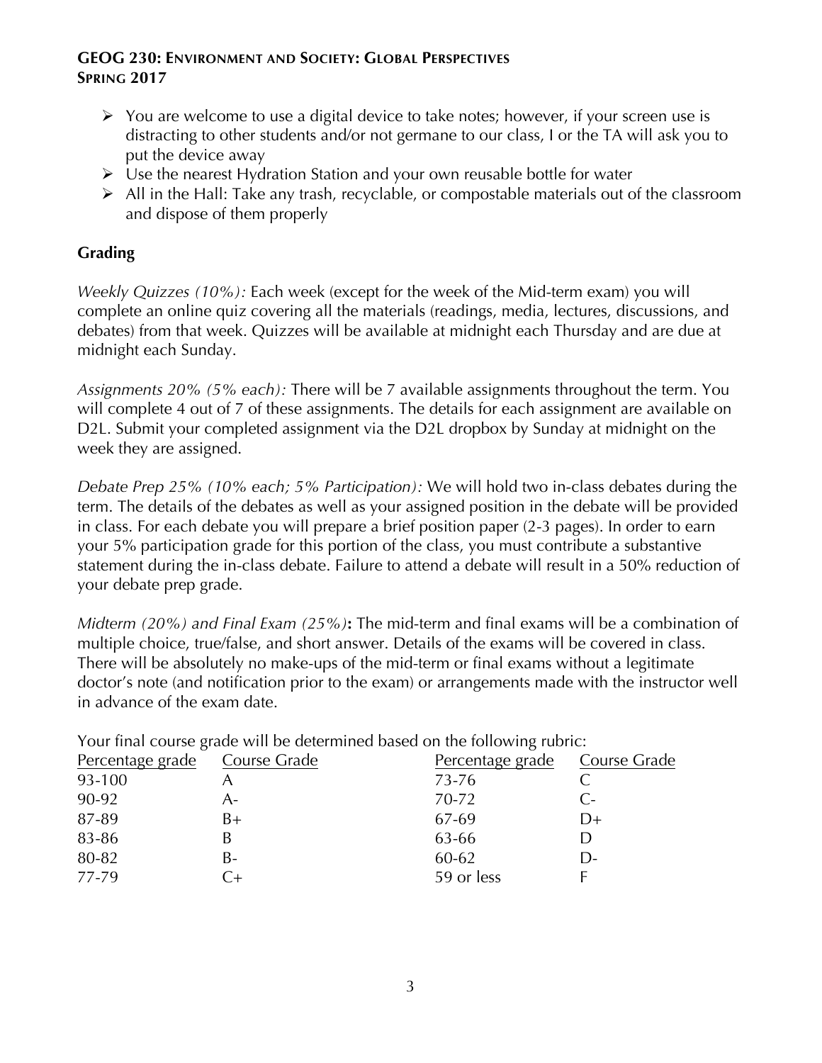- You are welcome to use a digital device to take notes; however, if your screen use is distracting to other students and/or not germane to our class, I or the TA will ask you to put the device away
- Use the nearest Hydration Station and your own reusable bottle for water
- All in the Hall: Take any trash, recyclable, or compostable materials out of the classroom and dispose of them properly

## Grading

*Weekly Quizzes (10%):* Each week (except for the week of the Mid-term exam) you will complete an online quiz covering all the materials (readings, media, lectures, discussions, and debates) from that week. Quizzes will be available at midnight each Thursday and are due at midnight each Sunday.

*Assignments 20% (5% each):* There will be 7 available assignments throughout the term. You will complete 4 out of 7 of these assignments. The details for each assignment are available on D2L. Submit your completed assignment via the D2L dropbox by Sunday at midnight on the week they are assigned.

*Debate Prep 25% (10% each; 5% Participation):* We will hold two in-class debates during the term. The details of the debates as well as your assigned position in the debate will be provided in class. For each debate you will prepare a brief position paper (2-3 pages). In order to earn your 5% participation grade for this portion of the class, you must contribute a substantive statement during the in-class debate. Failure to attend a debate will result in a 50% reduction of your debate prep grade.

*Midterm (20%) and Final Exam (25%)***:** The mid-term and final exams will be a combination of multiple choice, true/false, and short answer. Details of the exams will be covered in class. There will be absolutely no make-ups of the mid-term or final exams without a legitimate doctor's note (and notification prior to the exam) or arrangements made with the instructor well in advance of the exam date.

Your final course grade will be determined based on the following rubric:

| Percentage grade | Course Grade | Percentage grade | Course Grade |
|---|---|---|---|
| 93-100 | A | 73-76 | C |
| 90-92 | A- | 70-72 | C- |
| 87-89 | B+ | 67-69 | D+ |
| 83-86 | B | 63-66 | D |
| 80-82 | B- | 60-62 | D- |
| 77-79 | C+ | 59 or less | F |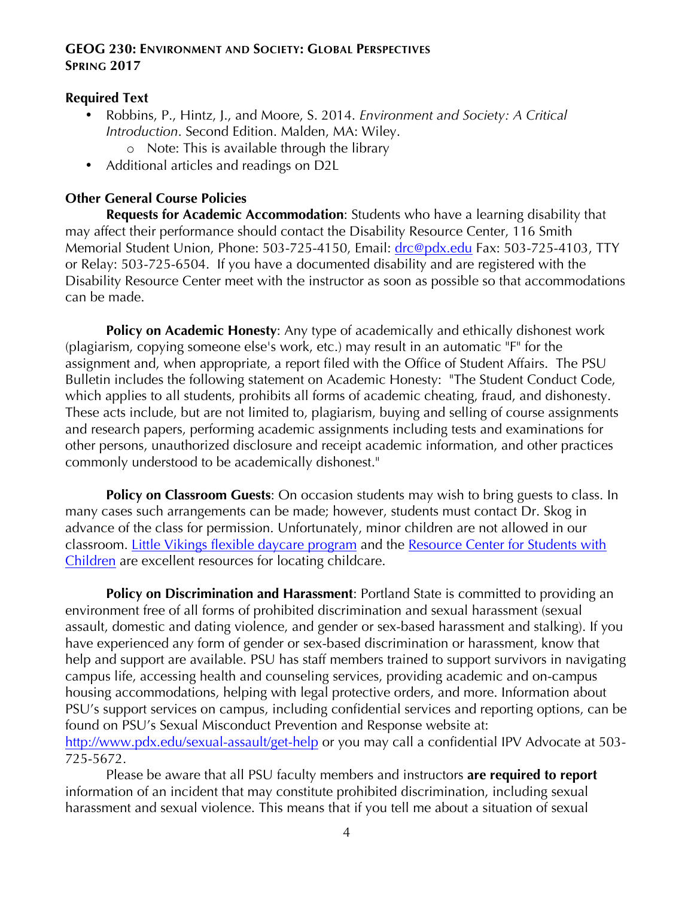## Required Text

- Robbins, P., Hintz, J., and Moore, S. 2014. *Environment and Society: A Critical Introduction*. Second Edition. Malden, MA: Wiley.
    - Note: This is available through the library
- Additional articles and readings on D2L

## Other General Course Policies

**Requests for Academic Accommodation**: Students who have a learning disability that may affect their performance should contact the Disability Resource Center, 116 Smith Memorial Student Union, Phone: 503-725-4150, Email: [drc@pdx.edu](mailto:drc@pdx.edu) Fax: 503-725-4103, TTY or Relay: 503-725-6504. If you have a documented disability and are registered with the Disability Resource Center meet with the instructor as soon as possible so that accommodations can be made.

**Policy on Academic Honesty**: Any type of academically and ethically dishonest work (plagiarism, copying someone else's work, etc.) may result in an automatic "F" for the assignment and, when appropriate, a report filed with the Office of Student Affairs. The PSU Bulletin includes the following statement on Academic Honesty: "The Student Conduct Code, which applies to all students, prohibits all forms of academic cheating, fraud, and dishonesty. These acts include, but are not limited to, plagiarism, buying and selling of course assignments and research papers, performing academic assignments including tests and examinations for other persons, unauthorized disclosure and receipt academic information, and other practices commonly understood to be academically dishonest."

**Policy on Classroom Guests**: On occasion students may wish to bring guests to class. In many cases such arrangements can be made; however, students must contact Dr. Skog in advance of the class for permission. Unfortunately, minor children are not allowed in our classroom. Little Vikings flexible daycare program and the Resource Center for Students with Children are excellent resources for locating childcare.

**Policy on Discrimination and Harassment**: Portland State is committed to providing an environment free of all forms of prohibited discrimination and sexual harassment (sexual assault, domestic and dating violence, and gender or sex-based harassment and stalking). If you have experienced any form of gender or sex-based discrimination or harassment, know that help and support are available. PSU has staff members trained to support survivors in navigating campus life, accessing health and counseling services, providing academic and on-campus housing accommodations, helping with legal protective orders, and more. Information about PSU's support services on campus, including confidential services and reporting options, can be found on PSU's Sexual Misconduct Prevention and Response website at: http://www.pdx.edu/sexual-assault/get-help or you may call a confidential IPV Advocate at 503-725-5672.

Please be aware that all PSU faculty members and instructors **are required to report** information of an incident that may constitute prohibited discrimination, including sexual harassment and sexual violence. This means that if you tell me about a situation of sexual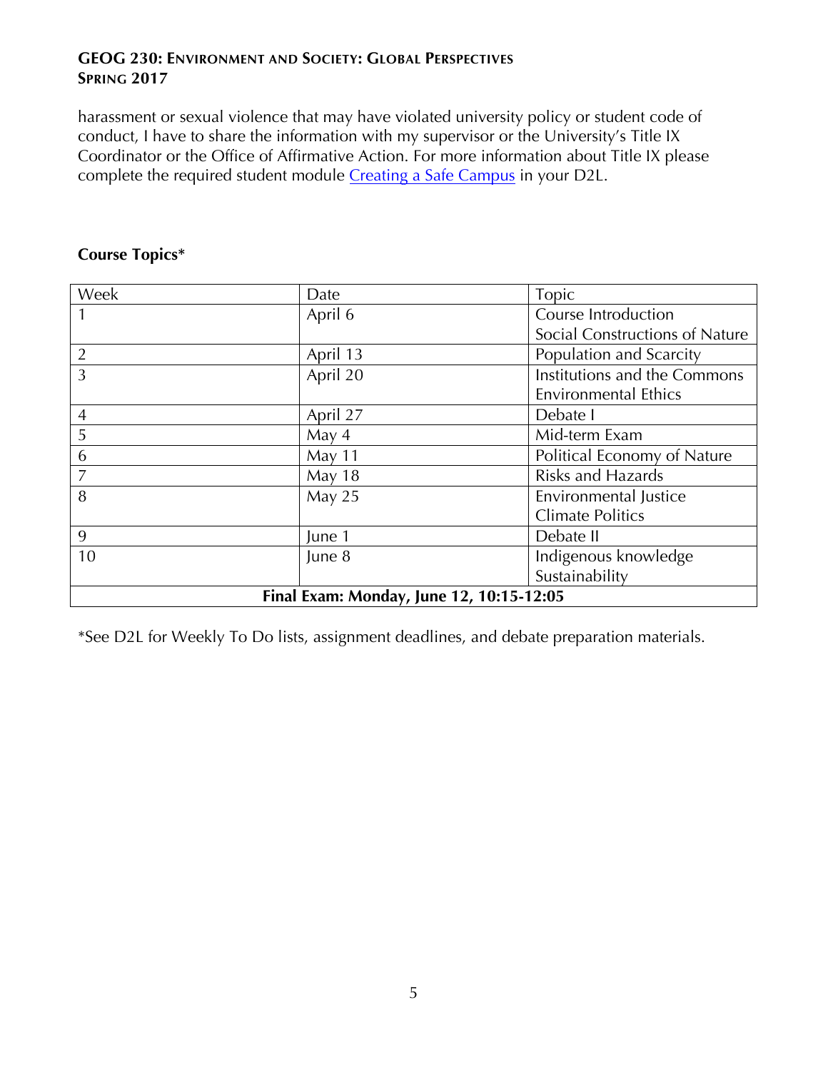harassment or sexual violence that may have violated university policy or student code of conduct, I have to share the information with my supervisor or the University's Title IX Coordinator or the Office of Affirmative Action. For more information about Title IX please complete the required student module Creating a Safe Campus in your D2L.

**Course Topics***

| Week | Date | Topic |
| --- | --- | --- |
| 1 | April 6 | Course Introduction<br>Social Constructions of Nature |
| 2 | April 13 | Population and Scarcity |
| 3 | April 20 | Institutions and the Commons<br>Environmental Ethics |
| 4 | April 27 | Debate I |
| 5 | May 4 | Mid-term Exam |
| 6 | May 11 | Political Economy of Nature |
| 7 | May 18 | Risks and Hazards |
| 8 | May 25 | Environmental Justice<br>Climate Politics |
| 9 | June 1 | Debate II |
| 10 | June 8 | Indigenous knowledge<br>Sustainability |
| **Final Exam: Monday, June 12, 10:15-12:05** | | |

*See D2L for Weekly To Do lists, assignment deadlines, and debate preparation materials.